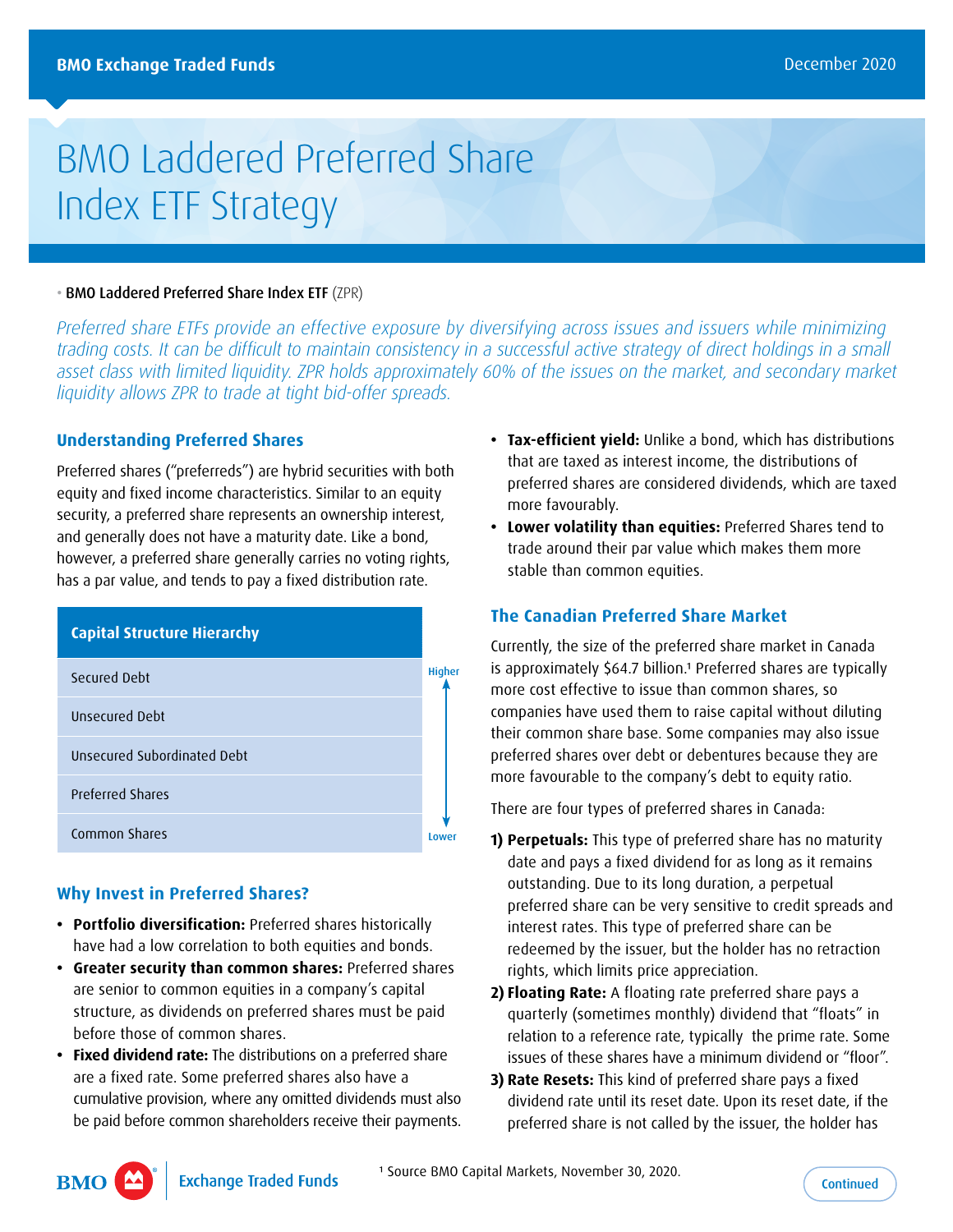# BMO Laddered Preferred Share Index ETF Strategy

• **BMO Laddered Preferred Share Index ETF** (ZPR)

*Preferred share ETFs provide an effective exposure by diversifying across issues and issuers while minimizing trading costs. It can be difficult to maintain consistency in a successful active strategy of direct holdings in a small asset class with limited liquidity. ZPR holds approximately 60% of the issues on the market, and secondary market liquidity allows ZPR to trade at tight bid-offer spreads.*

## Understanding Preferred Shares

Preferred shares ("preferreds") are hybrid securities with both equity and fixed income characteristics. Similar to an equity security, a preferred share represents an ownership interest, and generally does not have a maturity date. Like a bond, however, a preferred share generally carries no voting rights, has a par value, and tends to pay a fixed distribution rate.

| Capital Structure Hierarchy | |
|---|---|
| Secured Debt | Higher |
| Unsecured Debt | |
| Unsecured Subordinated Debt | |
| Preferred Shares | |
| Common Shares | Lower |

## Why Invest in Preferred Shares?

- **Portfolio diversification:** Preferred shares historically have had a low correlation to both equities and bonds.
- **Greater security than common shares:** Preferred shares are senior to common equities in a company's capital structure, as dividends on preferred shares must be paid before those of common shares.
- **Fixed dividend rate:** The distributions on a preferred share are a fixed rate. Some preferred shares also have a cumulative provision, where any omitted dividends must also be paid before common shareholders receive their payments.
- **Tax-efficient yield:** Unlike a bond, which has distributions that are taxed as interest income, the distributions of preferred shares are considered dividends, which are taxed more favourably.
- **Lower volatility than equities:** Preferred Shares tend to trade around their par value which makes them more stable than common equities.

## The Canadian Preferred Share Market

Currently, the size of the preferred share market in Canada is approximately $64.7 billion.[1] Preferred shares are typically more cost effective to issue than common shares, so companies have used them to raise capital without diluting their common share base. Some companies may also issue preferred shares over debt or debentures because they are more favourable to the company's debt to equity ratio.

There are four types of preferred shares in Canada:

1) **Perpetuals:** This type of preferred share has no maturity date and pays a fixed dividend for as long as it remains outstanding. Due to its long duration, a perpetual preferred share can be very sensitive to credit spreads and interest rates. This type of preferred share can be redeemed by the issuer, but the holder has no retraction rights, which limits price appreciation.
2) **Floating Rate:** A floating rate preferred share pays a quarterly (sometimes monthly) dividend that "floats" in relation to a reference rate, typically the prime rate. Some issues of these shares have a minimum dividend or "floor".
3) **Rate Resets:** This kind of preferred share pays a fixed dividend rate until its reset date. Upon its reset date, if the preferred share is not called by the issuer, the holder has

[1] Source BMO Capital Markets, November 30, 2020.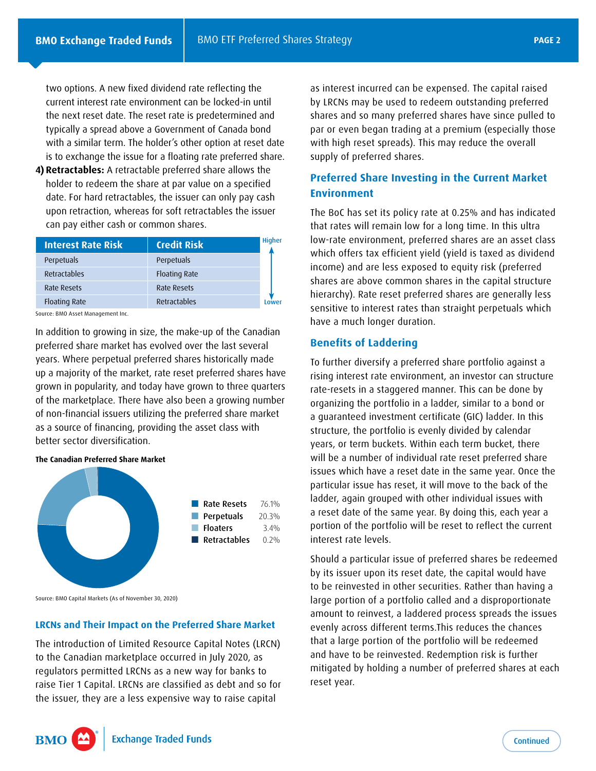two options. A new fixed dividend rate reflecting the current interest rate environment can be locked-in until the next reset date. The reset rate is predetermined and typically a spread above a Government of Canada bond with a similar term. The holder's other option at reset date is to exchange the issue for a floating rate preferred share.

4) **Retractables:** A retractable preferred share allows the holder to redeem the share at par value on a specified date. For hard retractables, the issuer can only pay cash upon retraction, whereas for soft retractables the issuer can pay either cash or common shares.

| Interest Rate Risk | Credit Risk | |
|---|---|---|
| Perpetuals | Perpetuals | Higher |
| Retractables | Floating Rate | |
| Rate Resets | Rate Resets | |
| Floating Rate | Retractables | Lower |

Source: BMO Asset Management Inc.

In addition to growing in size, the make-up of the Canadian preferred share market has evolved over the last several years. Where perpetual preferred shares historically made up a majority of the market, rate reset preferred shares have grown in popularity, and today have grown to three quarters of the marketplace. There have also been a growing number of non-financial issuers utilizing the preferred share market as a source of financing, providing the asset class with better sector diversification.

**The Canadian Preferred Share Market**

| Type | Share |
|---|---|
| Rate Resets | 76.1% |
| Perpetuals | 20.3% |
| Floaters | 3.4% |
| Retractables | 0.2% |

Source: BMO Capital Markets (As of November 30, 2020)

## LRCNs and Their Impact on the Preferred Share Market

The introduction of Limited Resource Capital Notes (LRCN) to the Canadian marketplace occurred in July 2020, as regulators permitted LRCNs as a new way for banks to raise Tier 1 Capital. LRCNs are classified as debt and so for the issuer, they are a less expensive way to raise capital as interest incurred can be expensed. The capital raised by LRCNs may be used to redeem outstanding preferred shares and so many preferred shares have since pulled to par or even began trading at a premium (especially those with high reset spreads). This may reduce the overall supply of preferred shares.

## Preferred Share Investing in the Current Market Environment

The BoC has set its policy rate at 0.25% and has indicated that rates will remain low for a long time. In this ultra low-rate environment, preferred shares are an asset class which offers tax efficient yield (yield is taxed as dividend income) and are less exposed to equity risk (preferred shares are above common shares in the capital structure hierarchy). Rate reset preferred shares are generally less sensitive to interest rates than straight perpetuals which have a much longer duration.

## Benefits of Laddering

To further diversify a preferred share portfolio against a rising interest rate environment, an investor can structure rate-resets in a staggered manner. This can be done by organizing the portfolio in a ladder, similar to a bond or a guaranteed investment certificate (GIC) ladder. In this structure, the portfolio is evenly divided by calendar years, or term buckets. Within each term bucket, there will be a number of individual rate reset preferred share issues which have a reset date in the same year. Once the particular issue has reset, it will move to the back of the ladder, again grouped with other individual issues with a reset date of the same year. By doing this, each year a portion of the portfolio will be reset to reflect the current interest rate levels.

Should a particular issue of preferred shares be redeemed by its issuer upon its reset date, the capital would have to be reinvested in other securities. Rather than having a large portion of a portfolio called and a disproportionate amount to reinvest, a laddered process spreads the issues evenly across different terms.This reduces the chances that a large portion of the portfolio will be redeemed and have to be reinvested. Redemption risk is further mitigated by holding a number of preferred shares at each reset year.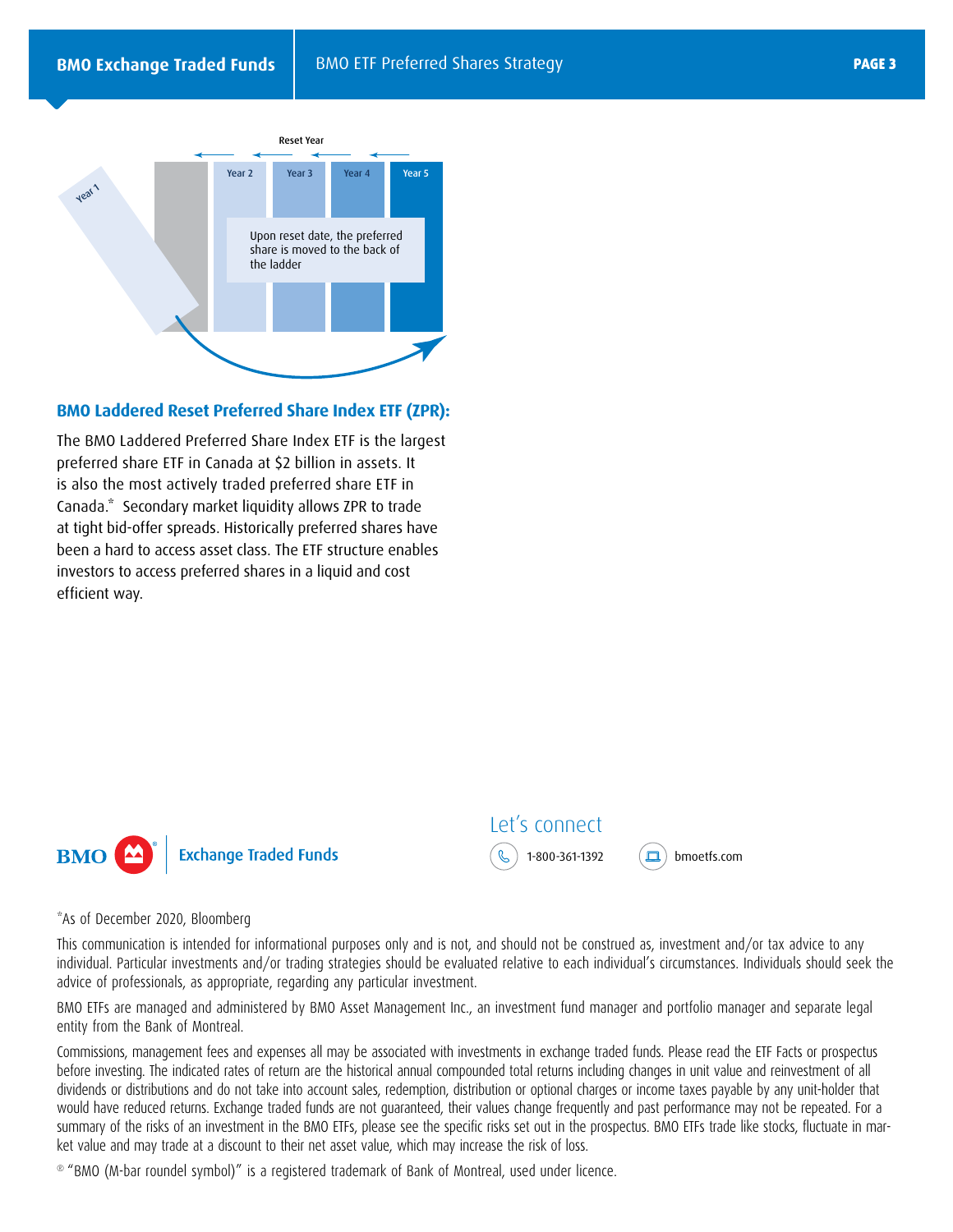Reset Year

Year 1

Year 2

Year 3

Year 4

Year 5

Upon reset date, the preferred share is moved to the back of the ladder

### BMO Laddered Reset Preferred Share Index ETF (ZPR):

The BMO Laddered Preferred Share Index ETF is the largest preferred share ETF in Canada at $2 billion in assets. It is also the most actively traded preferred share ETF in Canada.* Secondary market liquidity allows ZPR to trade at tight bid-offer spreads. Historically preferred shares have been a hard to access asset class. The ETF structure enables investors to access preferred shares in a liquid and cost efficient way.

BMO Exchange Traded Funds

Let's connect

1-800-361-1392

bmoetfs.com

*As of December 2020, Bloomberg

This communication is intended for informational purposes only and is not, and should not be construed as, investment and/or tax advice to any individual. Particular investments and/or trading strategies should be evaluated relative to each individual's circumstances. Individuals should seek the advice of professionals, as appropriate, regarding any particular investment.

BMO ETFs are managed and administered by BMO Asset Management Inc., an investment fund manager and portfolio manager and separate legal entity from the Bank of Montreal.

Commissions, management fees and expenses all may be associated with investments in exchange traded funds. Please read the ETF Facts or prospectus before investing. The indicated rates of return are the historical annual compounded total returns including changes in unit value and reinvestment of all dividends or distributions and do not take into account sales, redemption, distribution or optional charges or income taxes payable by any unit-holder that would have reduced returns. Exchange traded funds are not guaranteed, their values change frequently and past performance may not be repeated. For a summary of the risks of an investment in the BMO ETFs, please see the specific risks set out in the prospectus. BMO ETFs trade like stocks, fluctuate in market value and may trade at a discount to their net asset value, which may increase the risk of loss.

® "BMO (M-bar roundel symbol)" is a registered trademark of Bank of Montreal, used under licence.